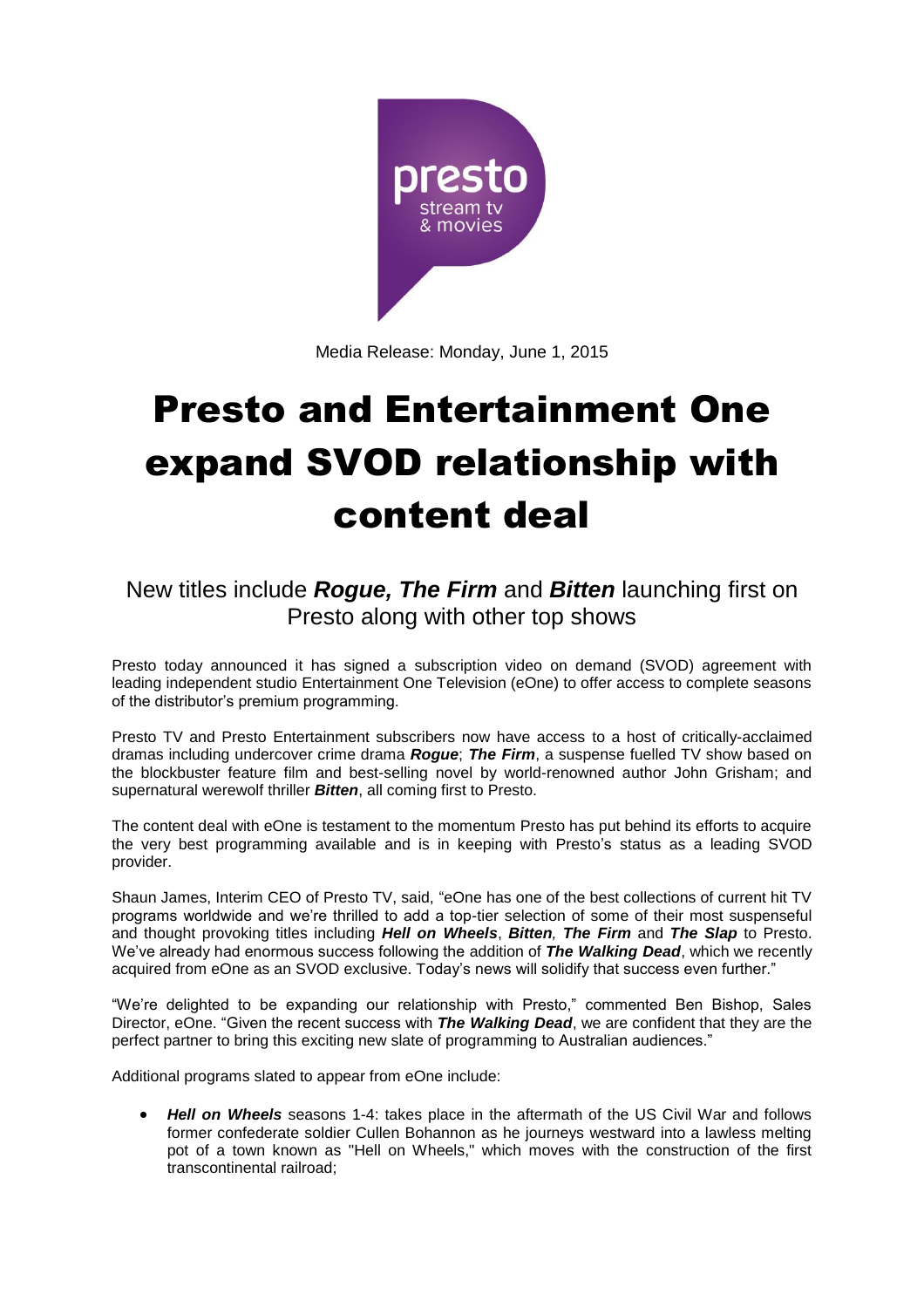Media Release: Monday, June 1, 2015

# Presto and Entertainment One expand SVOD relationship with content deal

## New titles include ***Rogue, The Firm*** and ***Bitten*** launching first on Presto along with other top shows

Presto today announced it has signed a subscription video on demand (SVOD) agreement with leading independent studio Entertainment One Television (eOne) to offer access to complete seasons of the distributor's premium programming.

Presto TV and Presto Entertainment subscribers now have access to a host of critically-acclaimed dramas including undercover crime drama ***Rogue***; ***The Firm***, a suspense fuelled TV show based on the blockbuster feature film and best-selling novel by world-renowned author John Grisham; and supernatural werewolf thriller ***Bitten***, all coming first to Presto.

The content deal with eOne is testament to the momentum Presto has put behind its efforts to acquire the very best programming available and is in keeping with Presto's status as a leading SVOD provider.

Shaun James, Interim CEO of Presto TV, said, "eOne has one of the best collections of current hit TV programs worldwide and we're thrilled to add a top-tier selection of some of their most suspenseful and thought provoking titles including ***Hell on Wheels***, ***Bitten***, ***The Firm*** and ***The Slap*** to Presto. We've already had enormous success following the addition of ***The Walking Dead***, which we recently acquired from eOne as an SVOD exclusive. Today's news will solidify that success even further."

"We're delighted to be expanding our relationship with Presto," commented Ben Bishop, Sales Director, eOne. "Given the recent success with ***The Walking Dead***, we are confident that they are the perfect partner to bring this exciting new slate of programming to Australian audiences."

Additional programs slated to appear from eOne include:

- ***Hell on Wheels*** seasons 1-4: takes place in the aftermath of the US Civil War and follows former confederate soldier Cullen Bohannon as he journeys westward into a lawless melting pot of a town known as "Hell on Wheels," which moves with the construction of the first transcontinental railroad;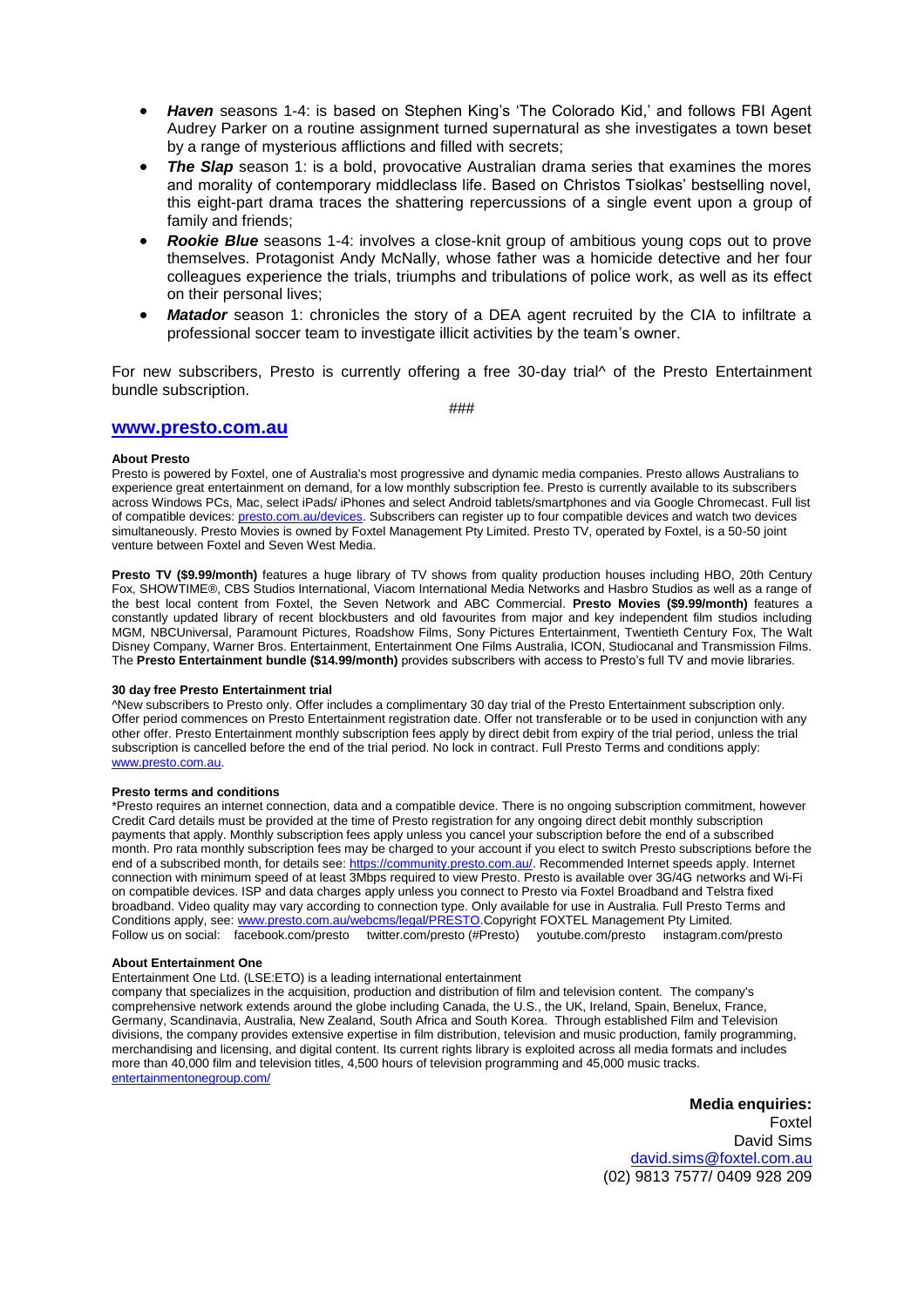- ***Haven*** seasons 1-4: is based on Stephen King's 'The Colorado Kid,' and follows FBI Agent Audrey Parker on a routine assignment turned supernatural as she investigates a town beset by a range of mysterious afflictions and filled with secrets;
- ***The Slap*** season 1: is a bold, provocative Australian drama series that examines the mores and morality of contemporary middleclass life. Based on Christos Tsiolkas' bestselling novel, this eight-part drama traces the shattering repercussions of a single event upon a group of family and friends;
- ***Rookie Blue*** seasons 1-4: involves a close-knit group of ambitious young cops out to prove themselves. Protagonist Andy McNally, whose father was a homicide detective and her four colleagues experience the trials, triumphs and tribulations of police work, as well as its effect on their personal lives;
- ***Matador*** season 1: chronicles the story of a DEA agent recruited by the CIA to infiltrate a professional soccer team to investigate illicit activities by the team's owner.

For new subscribers, Presto is currently offering a free 30-day trial^ of the Presto Entertainment bundle subscription.

###

## www.presto.com.au

**About Presto**

Presto is powered by Foxtel, one of Australia's most progressive and dynamic media companies. Presto allows Australians to experience great entertainment on demand, for a low monthly subscription fee. Presto is currently available to its subscribers across Windows PCs, Mac, select iPads/ iPhones and select Android tablets/smartphones and via Google Chromecast. Full list of compatible devices: presto.com.au/devices. Subscribers can register up to four compatible devices and watch two devices simultaneously. Presto Movies is owned by Foxtel Management Pty Limited. Presto TV, operated by Foxtel, is a 50-50 joint venture between Foxtel and Seven West Media.

**Presto TV ($9.99/month)** features a huge library of TV shows from quality production houses including HBO, 20th Century Fox, SHOWTIME®, CBS Studios International, Viacom International Media Networks and Hasbro Studios as well as a range of the best local content from Foxtel, the Seven Network and ABC Commercial. **Presto Movies ($9.99/month)** features a constantly updated library of recent blockbusters and old favourites from major and key independent film studios including MGM, NBCUniversal, Paramount Pictures, Roadshow Films, Sony Pictures Entertainment, Twentieth Century Fox, The Walt Disney Company, Warner Bros. Entertainment, Entertainment One Films Australia, ICON, Studiocanal and Transmission Films. The **Presto Entertainment bundle ($14.99/month)** provides subscribers with access to Presto's full TV and movie libraries.

**30 day free Presto Entertainment trial**

^New subscribers to Presto only. Offer includes a complimentary 30 day trial of the Presto Entertainment subscription only. Offer period commences on Presto Entertainment registration date. Offer not transferable or to be used in conjunction with any other offer. Presto Entertainment monthly subscription fees apply by direct debit from expiry of the trial period, unless the trial subscription is cancelled before the end of the trial period. No lock in contract. Full Presto Terms and conditions apply: www.presto.com.au.

**Presto terms and conditions**

*Presto requires an internet connection, data and a compatible device. There is no ongoing subscription commitment, however Credit Card details must be provided at the time of Presto registration for any ongoing direct debit monthly subscription payments that apply. Monthly subscription fees apply unless you cancel your subscription before the end of a subscribed month. Pro rata monthly subscription fees may be charged to your account if you elect to switch Presto subscriptions before the end of a subscribed month, for details see: https://community.presto.com.au/. Recommended Internet speeds apply. Internet connection with minimum speed of at least 3Mbps required to view Presto. Presto is available over 3G/4G networks and Wi-Fi on compatible devices. ISP and data charges apply unless you connect to Presto via Foxtel Broadband and Telstra fixed broadband. Video quality may vary according to connection type. Only available for use in Australia. Full Presto Terms and Conditions apply, see: www.presto.com.au/webcms/legal/PRESTO.Copyright FOXTEL Management Pty Limited.
Follow us on social: facebook.com/presto twitter.com/presto (#Presto) youtube.com/presto instagram.com/presto

**About Entertainment One**

Entertainment One Ltd. (LSE:ETO) is a leading international entertainment
company that specializes in the acquisition, production and distribution of film and television content. The company's comprehensive network extends around the globe including Canada, the U.S., the UK, Ireland, Spain, Benelux, France, Germany, Scandinavia, Australia, New Zealand, South Africa and South Korea. Through established Film and Television divisions, the company provides extensive expertise in film distribution, television and music production, family programming, merchandising and licensing, and digital content. Its current rights library is exploited across all media formats and includes more than 40,000 film and television titles, 4,500 hours of television programming and 45,000 music tracks.
entertainmentonegroup.com/

**Media enquiries:**
Foxtel
David Sims
david.sims@foxtel.com.au
(02) 9813 7577/ 0409 928 209